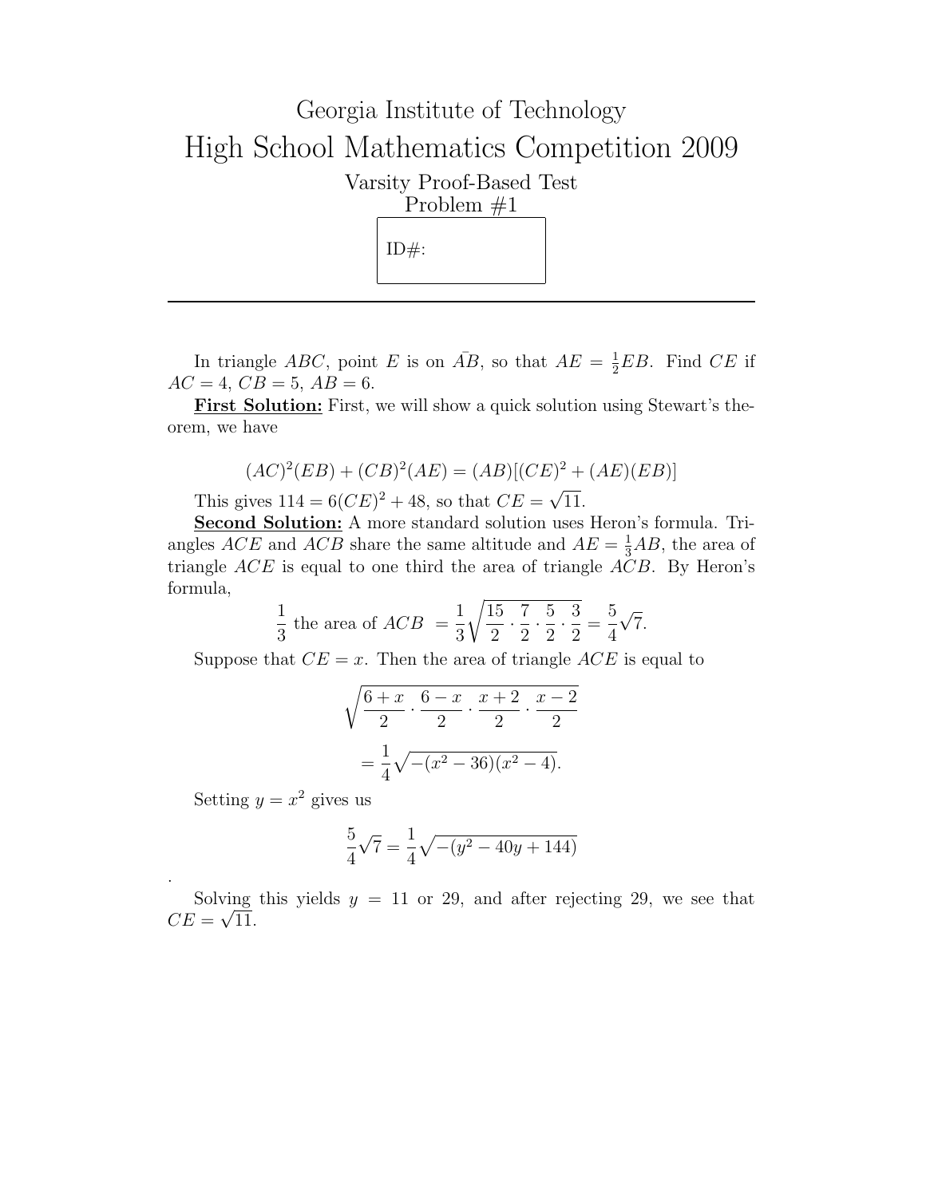# Georgia Institute of Technology

# High School Mathematics Competition 2009

## Varsity Proof-Based Test

## Problem #1

ID#:

---

In triangle $ABC$, point $E$ is on $\bar{AB}$, so that $AE = \frac{1}{2}EB$. Find $CE$ if $AC = 4$, $CB = 5$, $AB = 6$.

**First Solution:** First, we will show a quick solution using Stewart's theorem, we have

$$(AC)^2(EB) + (CB)^2(AE) = (AB)[(CE)^2 + (AE)(EB)]$$

This gives $114 = 6(CE)^2 + 48$, so that $CE = \sqrt{11}$.

**Second Solution:** A more standard solution uses Heron's formula. Triangles $ACE$ and $ACB$ share the same altitude and $AE = \frac{1}{3}AB$, the area of triangle $ACE$ is equal to one third the area of triangle $ACB$. By Heron's formula,

$$\frac{1}{3} \text{ the area of } ACB = \frac{1}{3}\sqrt{\frac{15}{2} \cdot \frac{7}{2} \cdot \frac{5}{2} \cdot \frac{3}{2}} = \frac{5}{4}\sqrt{7}.$$

Suppose that $CE = x$. Then the area of triangle $ACE$ is equal to

$$\sqrt{\frac{6+x}{2} \cdot \frac{6-x}{2} \cdot \frac{x+2}{2} \cdot \frac{x-2}{2}}$$
$$= \frac{1}{4}\sqrt{-(x^2-36)(x^2-4)}.$$

Setting $y = x^2$ gives us

$$\frac{5}{4}\sqrt{7} = \frac{1}{4}\sqrt{-(y^2 - 40y + 144)}$$

.

Solving this yields $y = 11$ or $29$, and after rejecting $29$, we see that $CE = \sqrt{11}$.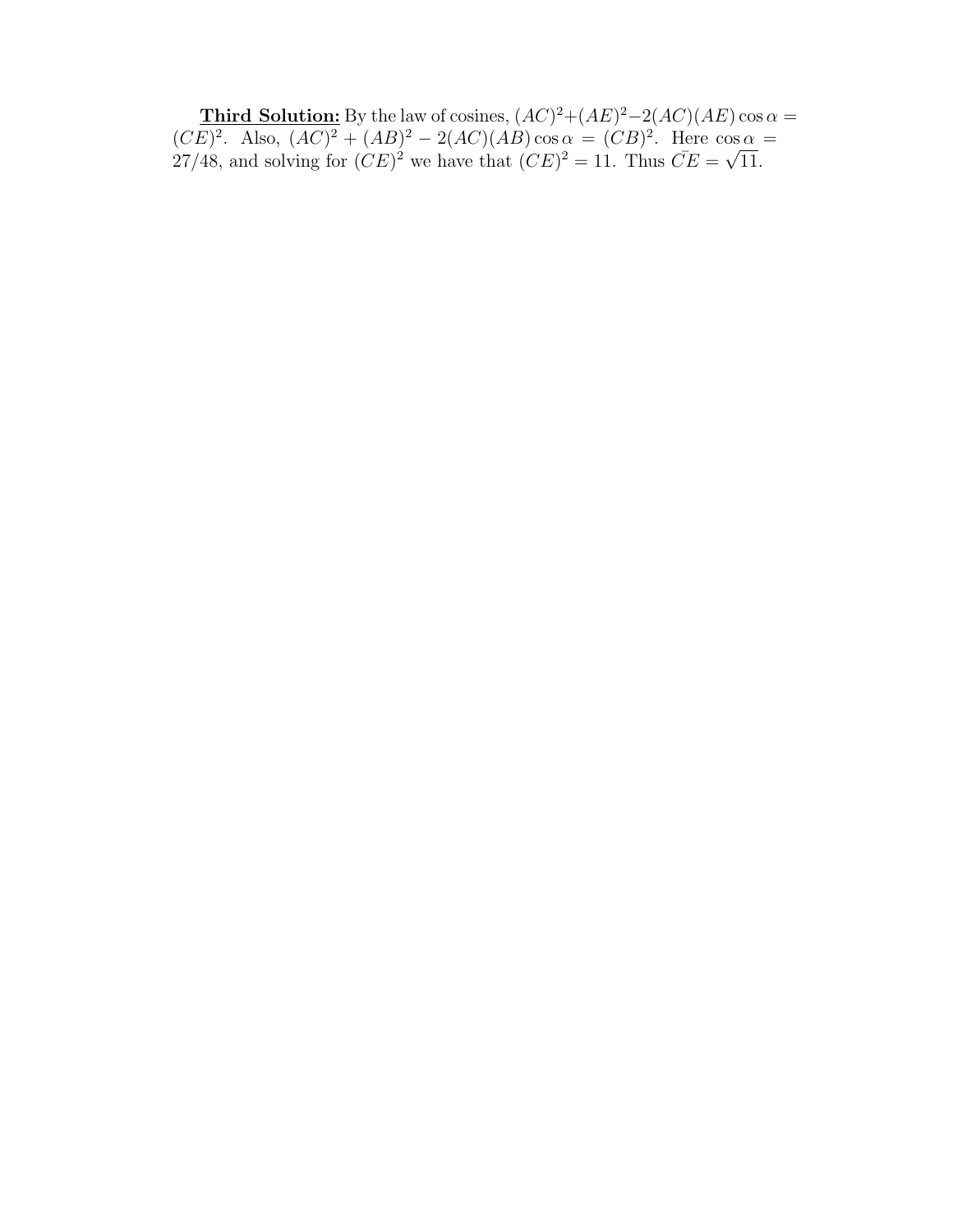**<u>Third Solution:</u>** By the law of cosines, $(AC)^2+(AE)^2-2(AC)(AE)\cos\alpha = (CE)^2$. Also, $(AC)^2+(AB)^2-2(AC)(AB)\cos\alpha = (CB)^2$. Here $\cos\alpha = 27/48$, and solving for $(CE)^2$ we have that $(CE)^2 = 11$. Thus $\bar{CE} = \sqrt{11}$.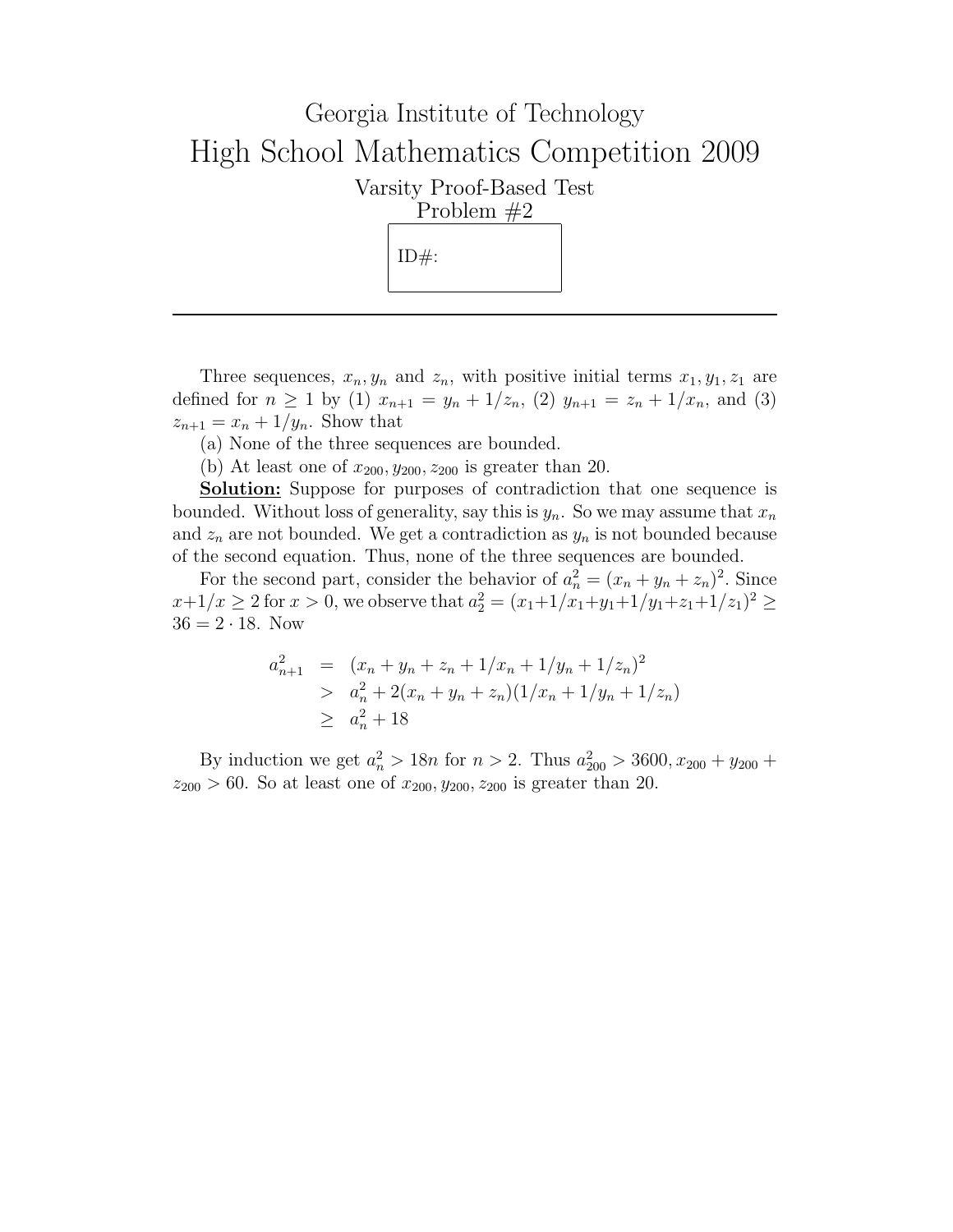# Georgia Institute of Technology

# High School Mathematics Competition 2009

Varsity Proof-Based Test  
Problem #2

ID#:

---

Three sequences, $x_n, y_n$ and $z_n$, with positive initial terms $x_1, y_1, z_1$ are defined for $n \geq 1$ by (1) $x_{n+1} = y_n + 1/z_n$, (2) $y_{n+1} = z_n + 1/x_n$, and (3) $z_{n+1} = x_n + 1/y_n$. Show that

(a) None of the three sequences are bounded.

(b) At least one of $x_{200}, y_{200}, z_{200}$ is greater than 20.

**Solution:** Suppose for purposes of contradiction that one sequence is bounded. Without loss of generality, say this is $y_n$. So we may assume that $x_n$ and $z_n$ are not bounded. We get a contradiction as $y_n$ is not bounded because of the second equation. Thus, none of the three sequences are bounded.

For the second part, consider the behavior of $a_n^2 = (x_n + y_n + z_n)^2$. Since $x + 1/x \geq 2$ for $x > 0$, we observe that $a_2^2 = (x_1 + 1/x_1 + y_1 + 1/y_1 + z_1 + 1/z_1)^2 \geq 36 = 2 \cdot 18$. Now

$$
\begin{aligned}
a_{n+1}^2 &= (x_n + y_n + z_n + 1/x_n + 1/y_n + 1/z_n)^2 \\
&> a_n^2 + 2(x_n + y_n + z_n)(1/x_n + 1/y_n + 1/z_n) \\
&\geq a_n^2 + 18
\end{aligned}
$$

By induction we get $a_n^2 > 18n$ for $n > 2$. Thus $a_{200}^2 > 3600, x_{200} + y_{200} + z_{200} > 60$. So at least one of $x_{200}, y_{200}, z_{200}$ is greater than 20.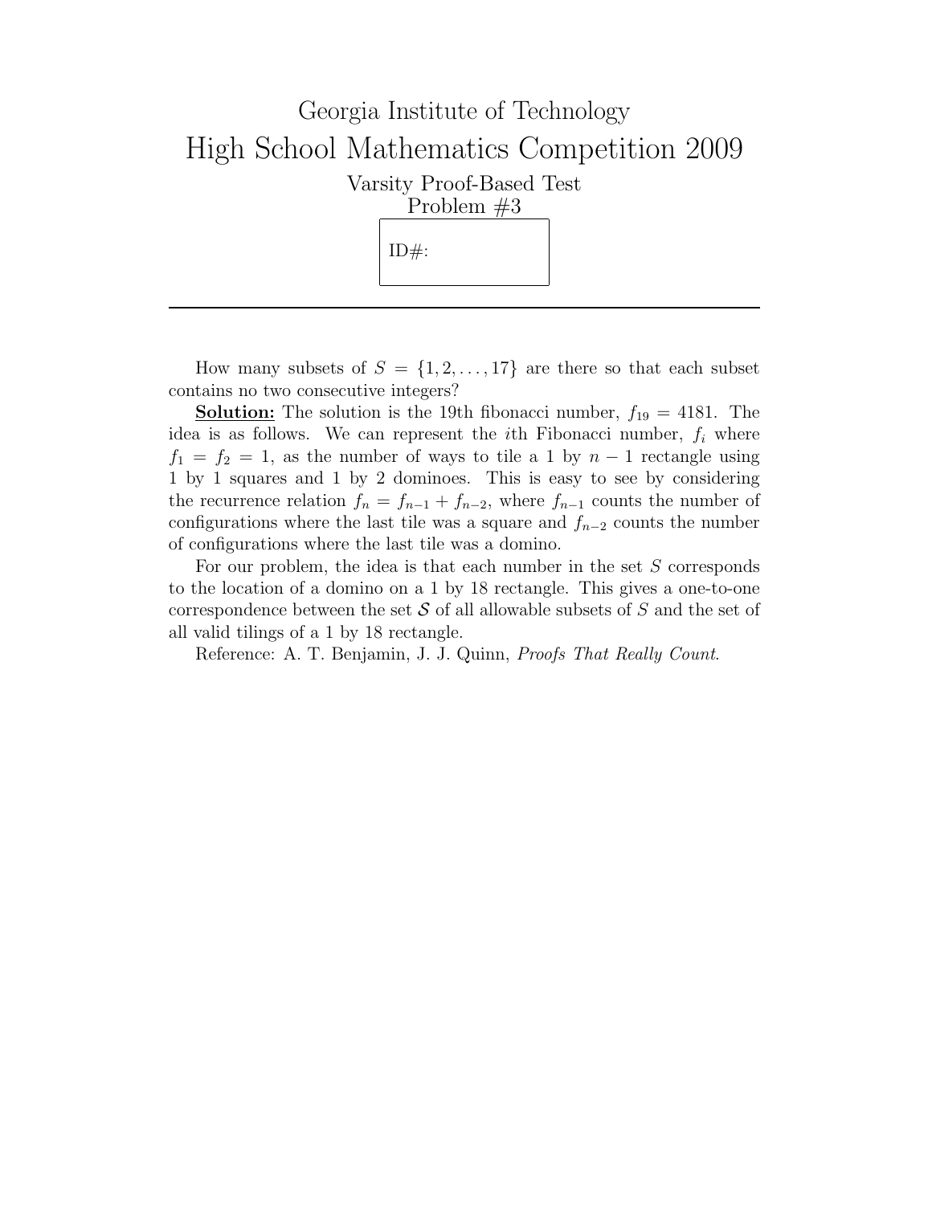# Georgia Institute of Technology

# High School Mathematics Competition 2009

## Varsity Proof-Based Test

### Problem #3

ID#:

---

How many subsets of $S = \{1, 2, \ldots, 17\}$ are there so that each subset contains no two consecutive integers?

**Solution:** The solution is the 19th fibonacci number, $f_{19} = 4181$. The idea is as follows. We can represent the $i$th Fibonacci number, $f_i$ where $f_1 = f_2 = 1$, as the number of ways to tile a 1 by $n-1$ rectangle using 1 by 1 squares and 1 by 2 dominoes. This is easy to see by considering the recurrence relation $f_n = f_{n-1} + f_{n-2}$, where $f_{n-1}$ counts the number of configurations where the last tile was a square and $f_{n-2}$ counts the number of configurations where the last tile was a domino.

For our problem, the idea is that each number in the set $S$ corresponds to the location of a domino on a 1 by 18 rectangle. This gives a one-to-one correspondence between the set $\mathcal{S}$ of all allowable subsets of $S$ and the set of all valid tilings of a 1 by 18 rectangle.

Reference: A. T. Benjamin, J. J. Quinn, *Proofs That Really Count*.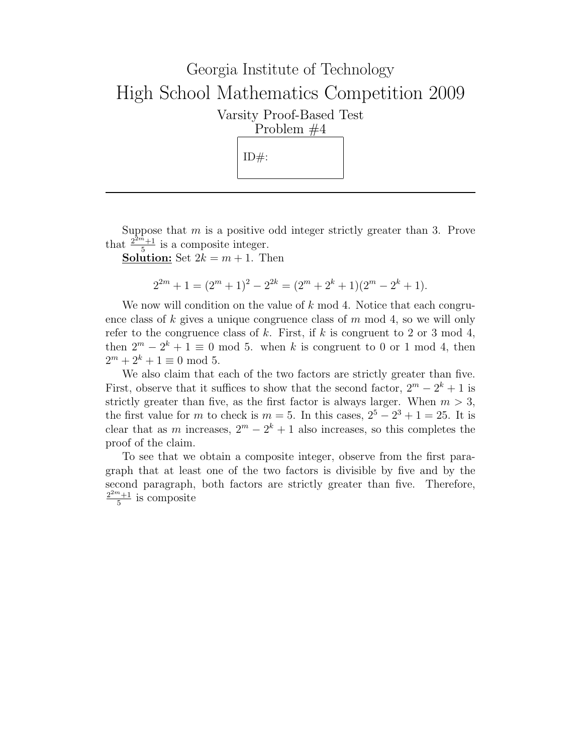# Georgia Institute of Technology

# High School Mathematics Competition 2009

## Varsity Proof-Based Test
## Problem #4

ID#:

---

Suppose that $m$ is a positive odd integer strictly greater than 3. Prove that $\frac{2^{2m}+1}{5}$ is a composite integer.

**Solution:** Set $2k = m + 1$. Then

$$2^{2m} + 1 = (2^m + 1)^2 - 2^{2k} = (2^m + 2^k + 1)(2^m - 2^k + 1).$$

We now will condition on the value of $k$ mod 4. Notice that each congruence class of $k$ gives a unique congruence class of $m$ mod 4, so we will only refer to the congruence class of $k$. First, if $k$ is congruent to 2 or 3 mod 4, then $2^m - 2^k + 1 \equiv 0 \bmod 5$. when $k$ is congruent to 0 or 1 mod 4, then $2^m + 2^k + 1 \equiv 0 \bmod 5$.

We also claim that each of the two factors are strictly greater than five. First, observe that it suffices to show that the second factor, $2^m - 2^k + 1$ is strictly greater than five, as the first factor is always larger. When $m > 3$, the first value for $m$ to check is $m = 5$. In this cases, $2^5 - 2^3 + 1 = 25$. It is clear that as $m$ increases, $2^m - 2^k + 1$ also increases, so this completes the proof of the claim.

To see that we obtain a composite integer, observe from the first paragraph that at least one of the two factors is divisible by five and by the second paragraph, both factors are strictly greater than five. Therefore, $\frac{2^{2m}+1}{5}$ is composite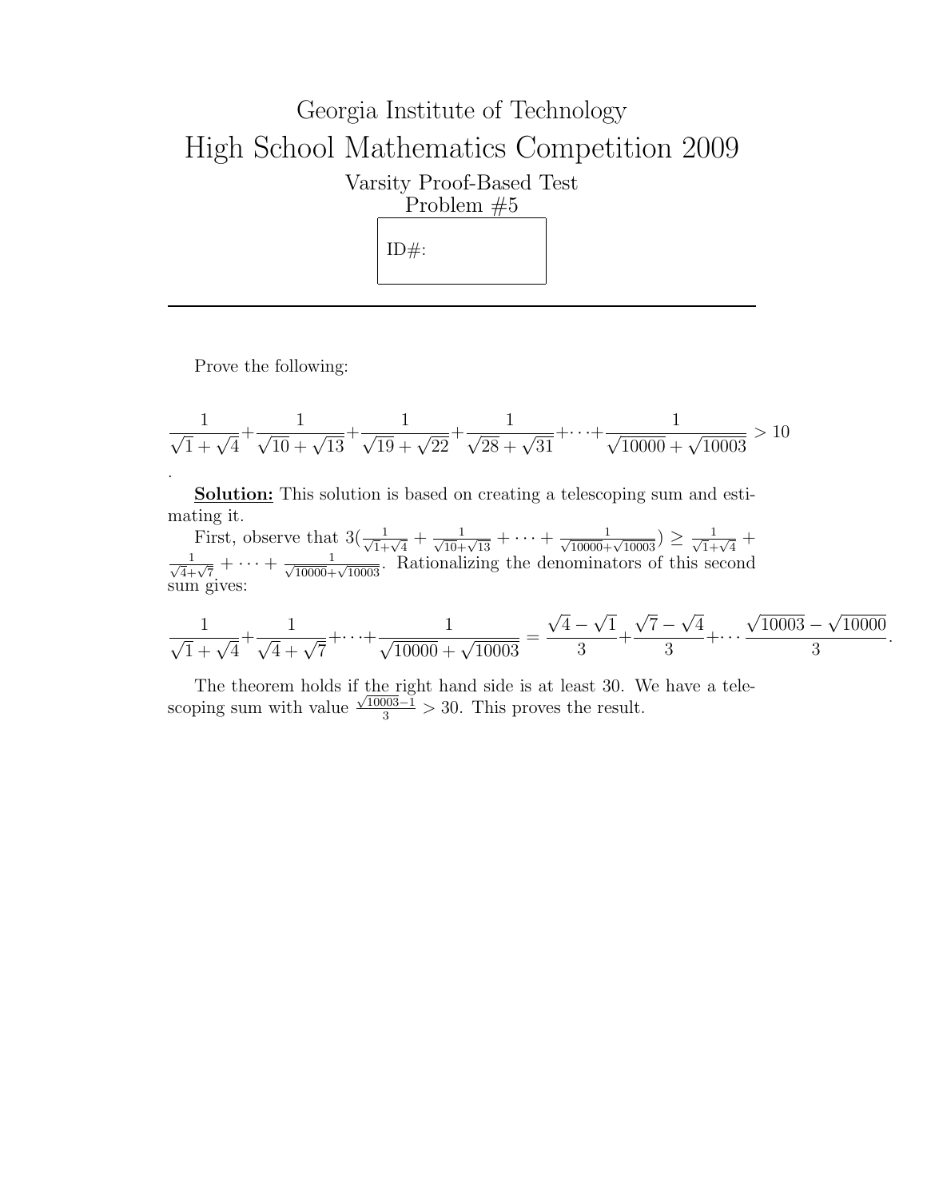Georgia Institute of Technology

# High School Mathematics Competition 2009

Varsity Proof-Based Test
Problem #5

ID#:

---

Prove the following:

$$\frac{1}{\sqrt{1}+\sqrt{4}}+\frac{1}{\sqrt{10}+\sqrt{13}}+\frac{1}{\sqrt{19}+\sqrt{22}}+\frac{1}{\sqrt{28}+\sqrt{31}}+\cdots+\frac{1}{\sqrt{10000}+\sqrt{10003}} > 10$$

.

**Solution:** This solution is based on creating a telescoping sum and estimating it.

First, observe that $3(\frac{1}{\sqrt{1}+\sqrt{4}}+\frac{1}{\sqrt{10}+\sqrt{13}}+\cdots+\frac{1}{\sqrt{10000}+\sqrt{10003}}) \geq \frac{1}{\sqrt{1}+\sqrt{4}}+\frac{1}{\sqrt{4}+\sqrt{7}}+\cdots+\frac{1}{\sqrt{10000}+\sqrt{10003}}$. Rationalizing the denominators of this second sum gives:

$$\frac{1}{\sqrt{1}+\sqrt{4}}+\frac{1}{\sqrt{4}+\sqrt{7}}+\cdots+\frac{1}{\sqrt{10000}+\sqrt{10003}} = \frac{\sqrt{4}-\sqrt{1}}{3}+\frac{\sqrt{7}-\sqrt{4}}{3}+\cdots\frac{\sqrt{10003}-\sqrt{10000}}{3}.$$

The theorem holds if the right hand side is at least 30. We have a telescoping sum with value $\frac{\sqrt{10003}-1}{3} > 30$. This proves the result.